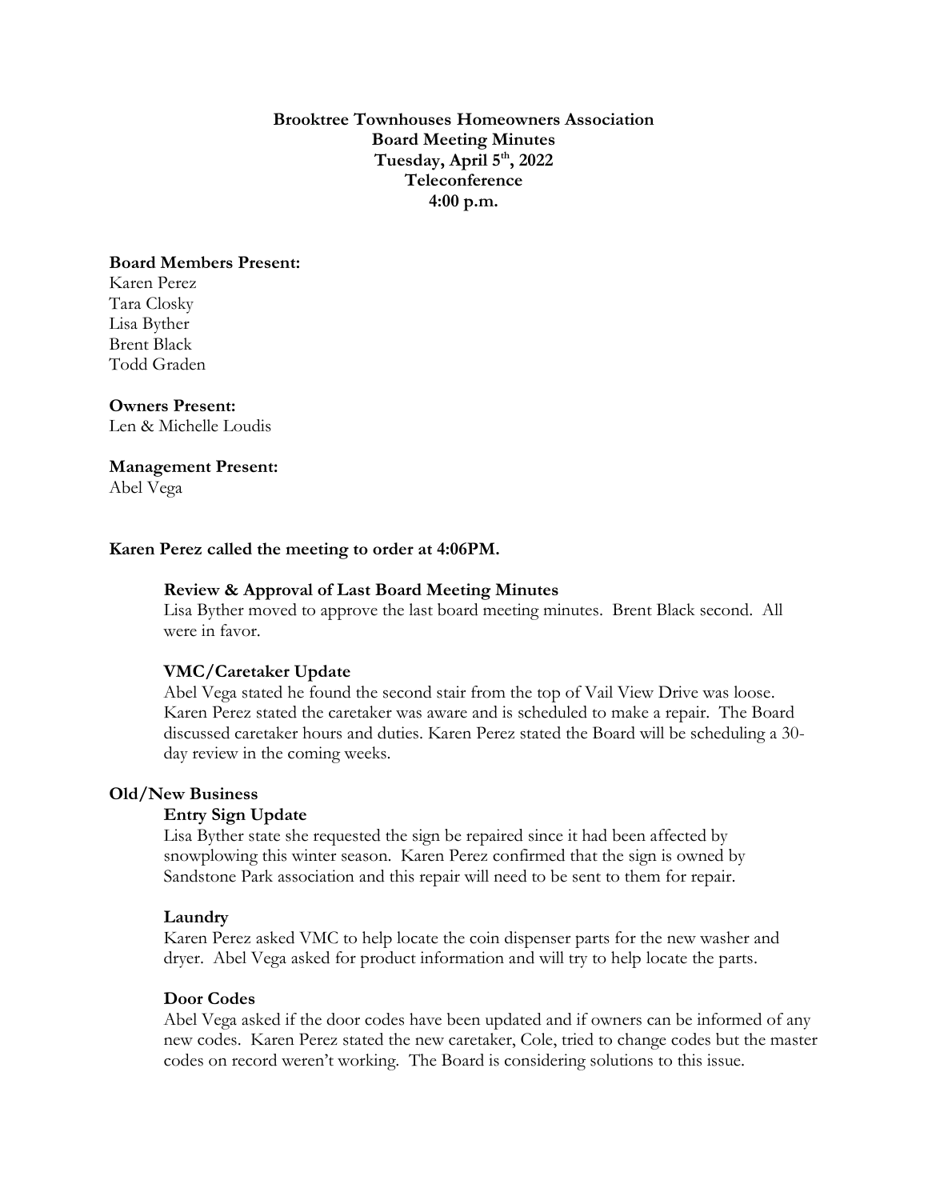**Brooktree Townhouses Homeowners Association**
**Board Meeting Minutes**
**Tuesday, April 5th, 2022**
**Teleconference**
**4:00 p.m.**

**Board Members Present:**
Karen Perez
Tara Closky
Lisa Byther
Brent Black
Todd Graden

**Owners Present:**
Len & Michelle Loudis

**Management Present:**
Abel Vega

**Karen Perez called the meeting to order at 4:06PM.**

**Review & Approval of Last Board Meeting Minutes**

Lisa Byther moved to approve the last board meeting minutes. Brent Black second. All were in favor.

**VMC/Caretaker Update**

Abel Vega stated he found the second stair from the top of Vail View Drive was loose. Karen Perez stated the caretaker was aware and is scheduled to make a repair. The Board discussed caretaker hours and duties. Karen Perez stated the Board will be scheduling a 30-day review in the coming weeks.

**Old/New Business**

**Entry Sign Update**

Lisa Byther state she requested the sign be repaired since it had been affected by snowplowing this winter season. Karen Perez confirmed that the sign is owned by Sandstone Park association and this repair will need to be sent to them for repair.

**Laundry**

Karen Perez asked VMC to help locate the coin dispenser parts for the new washer and dryer. Abel Vega asked for product information and will try to help locate the parts.

**Door Codes**

Abel Vega asked if the door codes have been updated and if owners can be informed of any new codes. Karen Perez stated the new caretaker, Cole, tried to change codes but the master codes on record weren't working. The Board is considering solutions to this issue.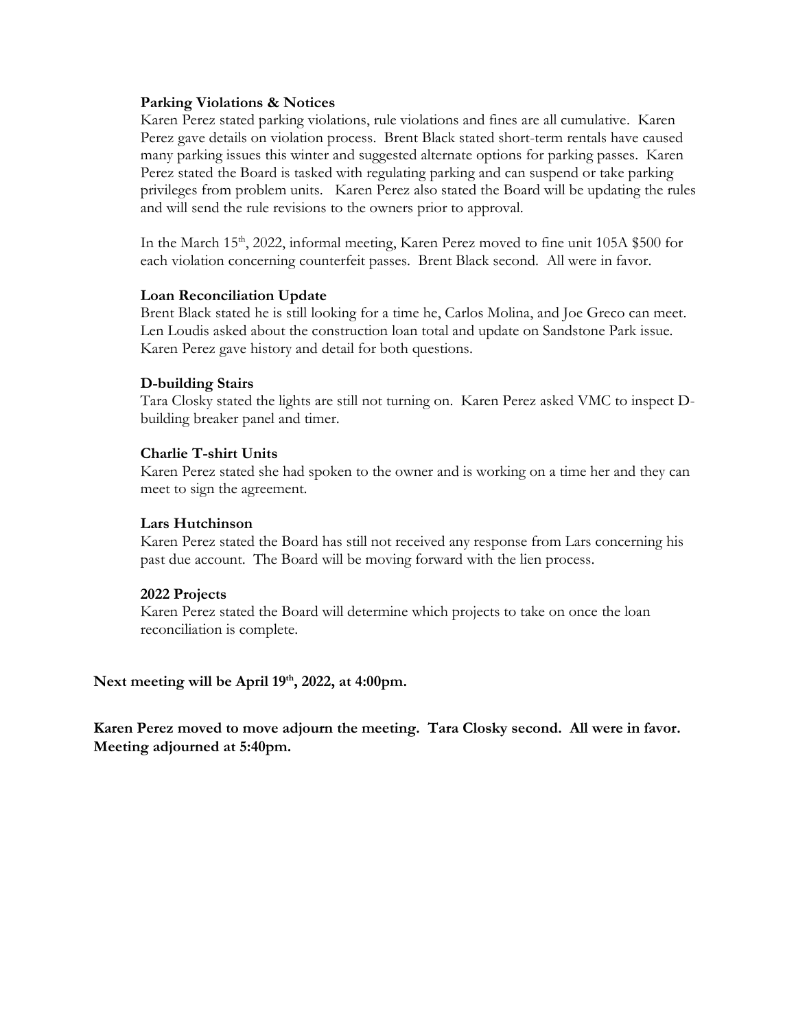**Parking Violations & Notices**

Karen Perez stated parking violations, rule violations and fines are all cumulative. Karen Perez gave details on violation process. Brent Black stated short-term rentals have caused many parking issues this winter and suggested alternate options for parking passes. Karen Perez stated the Board is tasked with regulating parking and can suspend or take parking privileges from problem units. Karen Perez also stated the Board will be updating the rules and will send the rule revisions to the owners prior to approval.

In the March 15th, 2022, informal meeting, Karen Perez moved to fine unit 105A $500 for each violation concerning counterfeit passes. Brent Black second. All were in favor.

**Loan Reconciliation Update**

Brent Black stated he is still looking for a time he, Carlos Molina, and Joe Greco can meet. Len Loudis asked about the construction loan total and update on Sandstone Park issue. Karen Perez gave history and detail for both questions.

**D-building Stairs**

Tara Closky stated the lights are still not turning on. Karen Perez asked VMC to inspect D-building breaker panel and timer.

**Charlie T-shirt Units**

Karen Perez stated she had spoken to the owner and is working on a time her and they can meet to sign the agreement.

**Lars Hutchinson**

Karen Perez stated the Board has still not received any response from Lars concerning his past due account. The Board will be moving forward with the lien process.

**2022 Projects**

Karen Perez stated the Board will determine which projects to take on once the loan reconciliation is complete.

**Next meeting will be April 19th, 2022, at 4:00pm.**

**Karen Perez moved to move adjourn the meeting. Tara Closky second. All were in favor. Meeting adjourned at 5:40pm.**